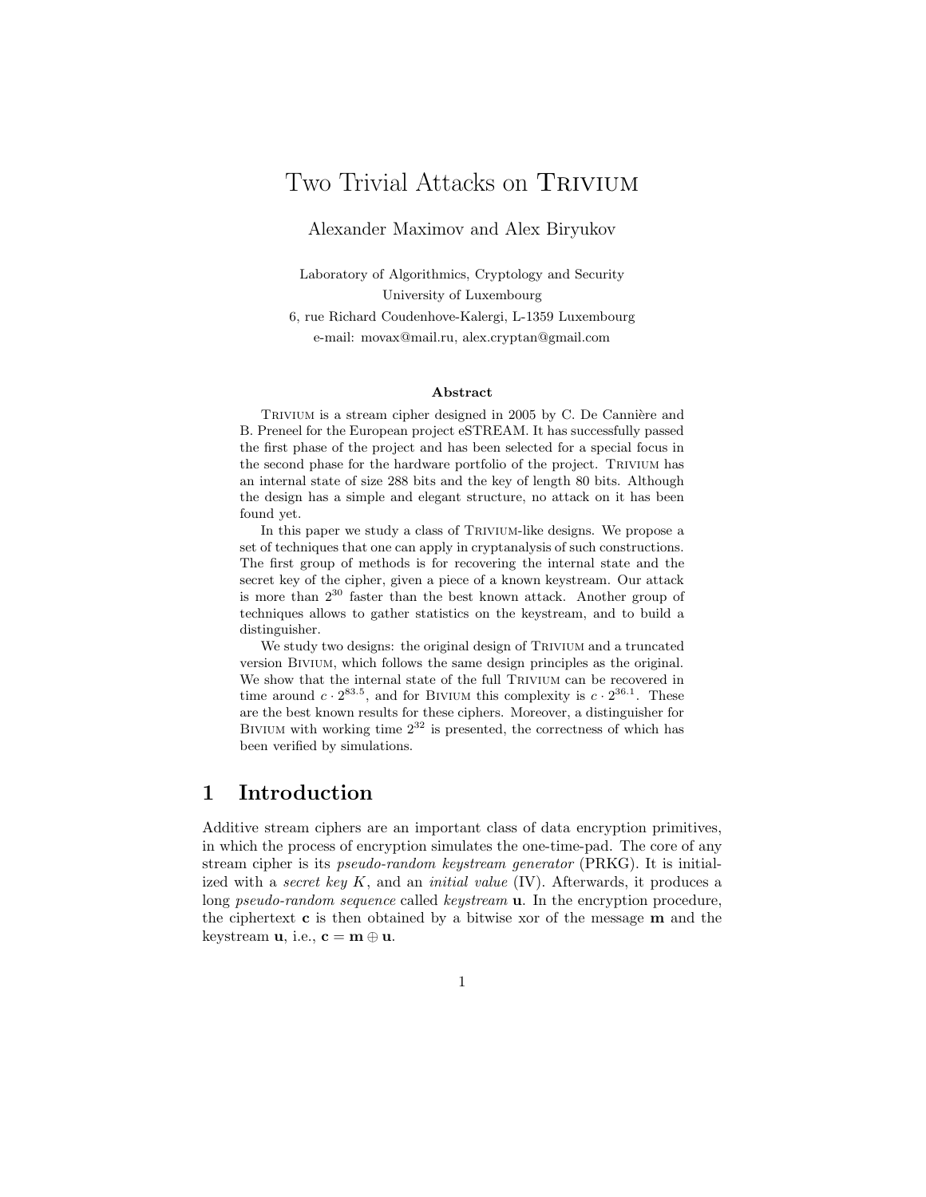# Two Trivial Attacks on Trivium

Alexander Maximov and Alex Biryukov

Laboratory of Algorithmics, Cryptology and Security
University of Luxembourg
6, rue Richard Coudenhove-Kalergi, L-1359 Luxembourg
e-mail: movax@mail.ru, alex.cryptan@gmail.com

### Abstract

Trivium is a stream cipher designed in 2005 by C. De Cannière and B. Preneel for the European project eSTREAM. It has successfully passed the first phase of the project and has been selected for a special focus in the second phase for the hardware portfolio of the project. Trivium has an internal state of size 288 bits and the key of length 80 bits. Although the design has a simple and elegant structure, no attack on it has been found yet.

In this paper we study a class of Trivium-like designs. We propose a set of techniques that one can apply in cryptanalysis of such constructions. The first group of methods is for recovering the internal state and the secret key of the cipher, given a piece of a known keystream. Our attack is more than $2^{30}$ faster than the best known attack. Another group of techniques allows to gather statistics on the keystream, and to build a distinguisher.

We study two designs: the original design of Trivium and a truncated version Bivium, which follows the same design principles as the original. We show that the internal state of the full Trivium can be recovered in time around $c \cdot 2^{83.5}$, and for Bivium this complexity is $c \cdot 2^{36.1}$. These are the best known results for these ciphers. Moreover, a distinguisher for Bivium with working time $2^{32}$ is presented, the correctness of which has been verified by simulations.

## 1 Introduction

Additive stream ciphers are an important class of data encryption primitives, in which the process of encryption simulates the one-time-pad. The core of any stream cipher is its *pseudo-random keystream generator* (PRKG). It is initialized with a *secret key* $K$, and an *initial value* (IV). Afterwards, it produces a long *pseudo-random sequence* called *keystream* $\mathbf{u}$. In the encryption procedure, the ciphertext $\mathbf{c}$ is then obtained by a bitwise xor of the message $\mathbf{m}$ and the keystream $\mathbf{u}$, i.e., $\mathbf{c} = \mathbf{m} \oplus \mathbf{u}$.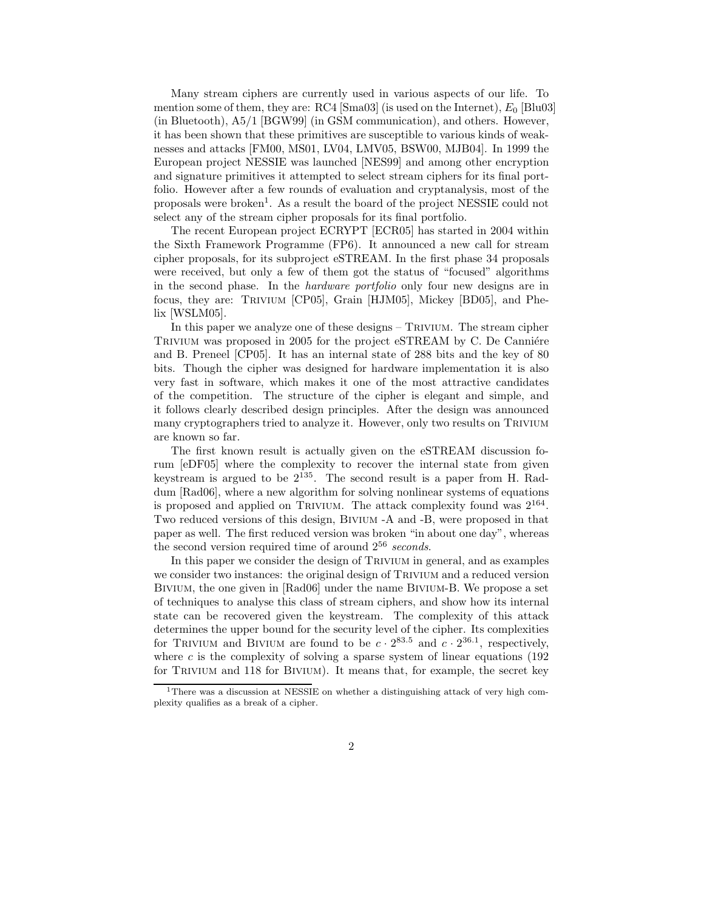Many stream ciphers are currently used in various aspects of our life. To mention some of them, they are: RC4 [Sma03] (is used on the Internet), $E_0$ [Blu03] (in Bluetooth), A5/1 [BGW99] (in GSM communication), and others. However, it has been shown that these primitives are susceptible to various kinds of weaknesses and attacks [FM00, MS01, LV04, LMV05, BSW00, MJB04]. In 1999 the European project NESSIE was launched [NES99] and among other encryption and signature primitives it attempted to select stream ciphers for its final portfolio. However after a few rounds of evaluation and cryptanalysis, most of the proposals were broken[1]. As a result the board of the project NESSIE could not select any of the stream cipher proposals for its final portfolio.

The recent European project ECRYPT [ECR05] has started in 2004 within the Sixth Framework Programme (FP6). It announced a new call for stream cipher proposals, for its subproject eSTREAM. In the first phase 34 proposals were received, but only a few of them got the status of "focused" algorithms in the second phase. In the *hardware portfolio* only four new designs are in focus, they are: Trivium [CP05], Grain [HJM05], Mickey [BD05], and Phelix [WSLM05].

In this paper we analyze one of these designs – Trivium. The stream cipher Trivium was proposed in 2005 for the project eSTREAM by C. De Canniére and B. Preneel [CP05]. It has an internal state of 288 bits and the key of 80 bits. Though the cipher was designed for hardware implementation it is also very fast in software, which makes it one of the most attractive candidates of the competition. The structure of the cipher is elegant and simple, and it follows clearly described design principles. After the design was announced many cryptographers tried to analyze it. However, only two results on Trivium are known so far.

The first known result is actually given on the eSTREAM discussion forum [eDF05] where the complexity to recover the internal state from given keystream is argued to be $2^{135}$. The second result is a paper from H. Raddum [Rad06], where a new algorithm for solving nonlinear systems of equations is proposed and applied on Trivium. The attack complexity found was $2^{164}$. Two reduced versions of this design, Bivium -A and -B, were proposed in that paper as well. The first reduced version was broken "in about one day", whereas the second version required time of around $2^{56}$ *seconds*.

In this paper we consider the design of Trivium in general, and as examples we consider two instances: the original design of Trivium and a reduced version Bivium, the one given in [Rad06] under the name Bivium-B. We propose a set of techniques to analyse this class of stream ciphers, and show how its internal state can be recovered given the keystream. The complexity of this attack determines the upper bound for the security level of the cipher. Its complexities for Trivium and Bivium are found to be $c \cdot 2^{83.5}$ and $c \cdot 2^{36.1}$, respectively, where $c$ is the complexity of solving a sparse system of linear equations (192 for Trivium and 118 for Bivium). It means that, for example, the secret key

[1] There was a discussion at NESSIE on whether a distinguishing attack of very high complexity qualifies as a break of a cipher.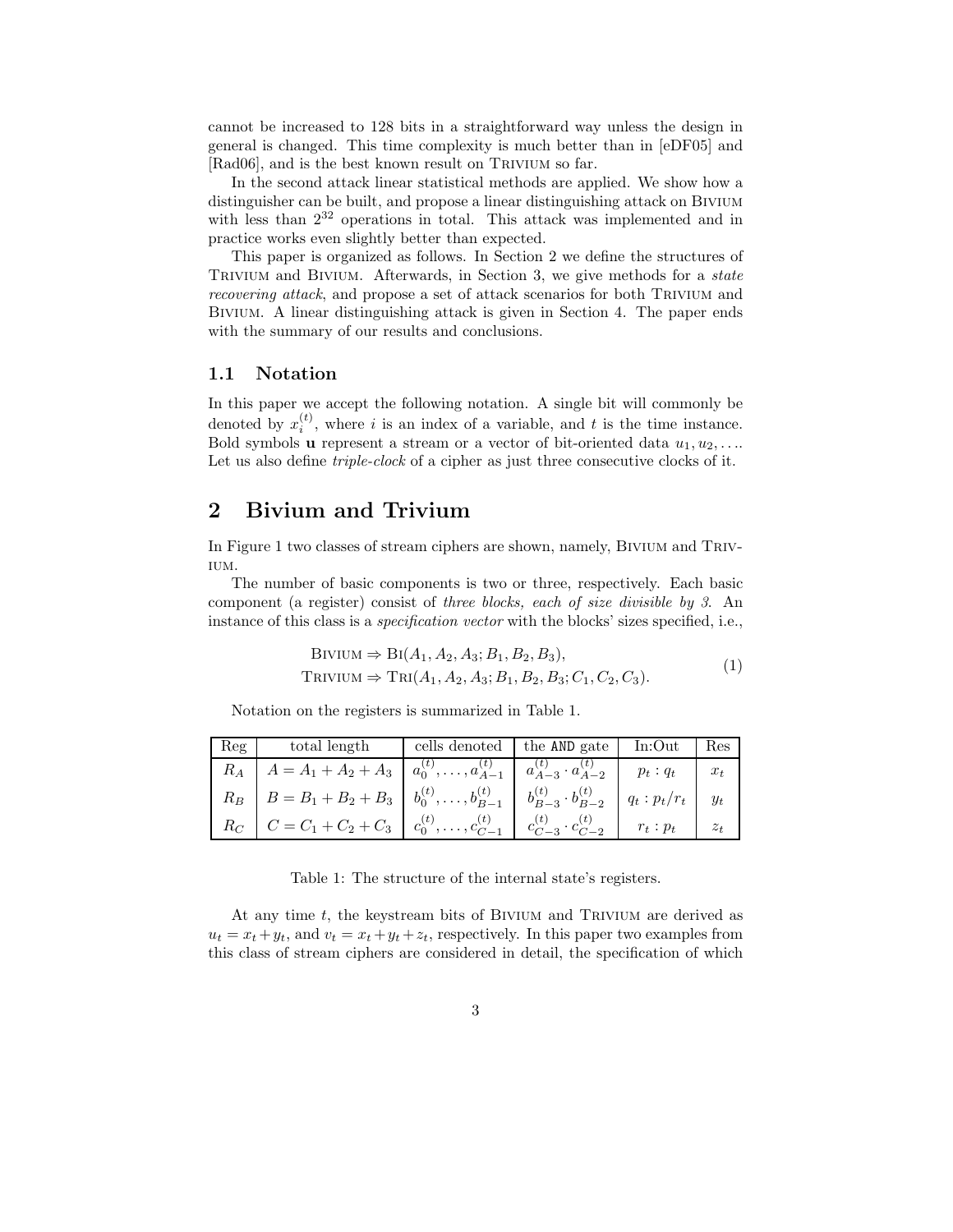cannot be increased to 128 bits in a straightforward way unless the design in general is changed. This time complexity is much better than in [eDF05] and [Rad06], and is the best known result on Trivium so far.

In the second attack linear statistical methods are applied. We show how a distinguisher can be built, and propose a linear distinguishing attack on Bivium with less than $2^{32}$ operations in total. This attack was implemented and in practice works even slightly better than expected.

This paper is organized as follows. In Section 2 we define the structures of Trivium and Bivium. Afterwards, in Section 3, we give methods for a *state recovering attack*, and propose a set of attack scenarios for both Trivium and Bivium. A linear distinguishing attack is given in Section 4. The paper ends with the summary of our results and conclusions.

### 1.1 Notation

In this paper we accept the following notation. A single bit will commonly be denoted by $x_i^{(t)}$, where $i$ is an index of a variable, and $t$ is the time instance. Bold symbols $\mathbf{u}$ represent a stream or a vector of bit-oriented data $u_1, u_2, \ldots$. Let us also define *triple-clock* of a cipher as just three consecutive clocks of it.

## 2 Bivium and Trivium

In Figure 1 two classes of stream ciphers are shown, namely, Bivium and Trivium.

The number of basic components is two or three, respectively. Each basic component (a register) consist of *three blocks, each of size divisible by 3*. An instance of this class is a *specification vector* with the blocks' sizes specified, i.e.,

$$
\begin{aligned}
\text{Bivium} &\Rightarrow \text{Bi}(A_1, A_2, A_3; B_1, B_2, B_3), \\
\text{Trivium} &\Rightarrow \text{Tri}(A_1, A_2, A_3; B_1, B_2, B_3; C_1, C_2, C_3).
\end{aligned}
\tag{1}
$$

Notation on the registers is summarized in Table 1.

| Reg | total length | cells denoted | the AND gate | In:Out | Res |
|---|---|---|---|---|---|
| $R_A$ | $A = A_1 + A_2 + A_3$ | $a_0^{(t)}, \ldots, a_{A-1}^{(t)}$ | $a_{A-3}^{(t)} \cdot a_{A-2}^{(t)}$ | $p_t : q_t$ | $x_t$ |
| $R_B$ | $B = B_1 + B_2 + B_3$ | $b_0^{(t)}, \ldots, b_{B-1}^{(t)}$ | $b_{B-3}^{(t)} \cdot b_{B-2}^{(t)}$ | $q_t : p_t/r_t$ | $y_t$ |
| $R_C$ | $C = C_1 + C_2 + C_3$ | $c_0^{(t)}, \ldots, c_{C-1}^{(t)}$ | $c_{C-3}^{(t)} \cdot c_{C-2}^{(t)}$ | $r_t : p_t$ | $z_t$ |

Table 1: The structure of the internal state's registers.

At any time $t$, the keystream bits of Bivium and Trivium are derived as $u_t = x_t + y_t$, and $v_t = x_t + y_t + z_t$, respectively. In this paper two examples from this class of stream ciphers are considered in detail, the specification of which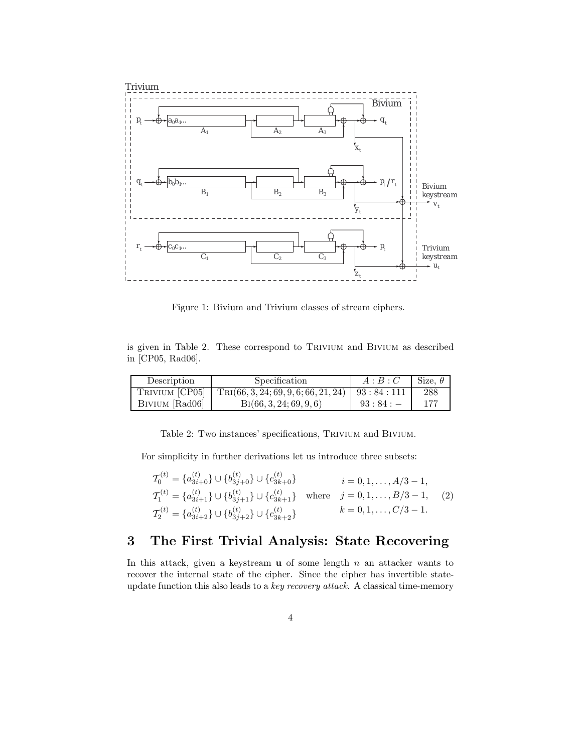Figure 1: Bivium and Trivium classes of stream ciphers.

is given in Table 2. These correspond to TRIVIUM and BIVIUM as described in [CP05, Rad06].

| Description | Specification | $A : B : C$ | Size, $\theta$ |
|---|---|---|---|
| TRIVIUM [CP05] | TRI(66, 3, 24; 69, 9, 6; 66, 21, 24) | 93 : 84 : 111 | 288 |
| BIVIUM [Rad06] | BI(66, 3, 24; 69, 9, 6) | 93 : 84 : − | 177 |

Table 2: Two instances' specifications, TRIVIUM and BIVIUM.

For simplicity in further derivations let us introduce three subsets:

$$\begin{aligned} \mathcal{T}_0^{(t)} &= \{a_{3i+0}^{(t)}\} \cup \{b_{3j+0}^{(t)}\} \cup \{c_{3k+0}^{(t)}\} & & i = 0, 1, \ldots, A/3 - 1, \\ \mathcal{T}_1^{(t)} &= \{a_{3i+1}^{(t)}\} \cup \{b_{3j+1}^{(t)}\} \cup \{c_{3k+1}^{(t)}\} & \text{where} \quad & j = 0, 1, \ldots, B/3 - 1, \\ \mathcal{T}_2^{(t)} &= \{a_{3i+2}^{(t)}\} \cup \{b_{3j+2}^{(t)}\} \cup \{c_{3k+2}^{(t)}\} & & k = 0, 1, \ldots, C/3 - 1. \end{aligned} \quad (2)$$

## 3 The First Trivial Analysis: State Recovering

In this attack, given a keystream $\mathbf{u}$ of some length $n$ an attacker wants to recover the internal state of the cipher. Since the cipher has invertible state-update function this also leads to a *key recovery attack*. A classical time-memory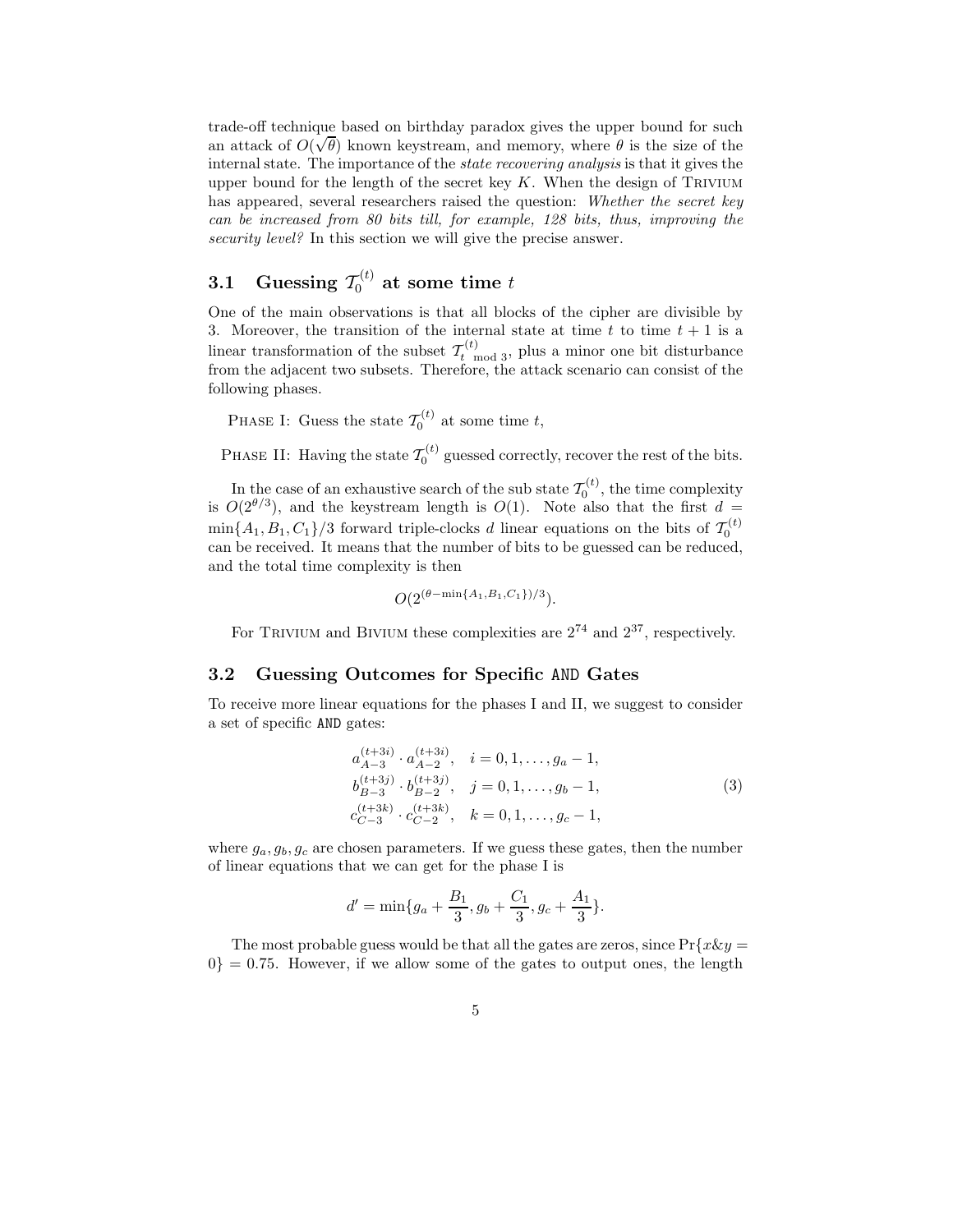trade-off technique based on birthday paradox gives the upper bound for such an attack of $O(\sqrt{\theta})$ known keystream, and memory, where $\theta$ is the size of the internal state. The importance of the *state recovering analysis* is that it gives the upper bound for the length of the secret key $K$. When the design of Trivium has appeared, several researchers raised the question: *Whether the secret key can be increased from 80 bits till, for example, 128 bits, thus, improving the security level?* In this section we will give the precise answer.

### 3.1 Guessing $\mathcal{T}_0^{(t)}$ at some time $t$

One of the main observations is that all blocks of the cipher are divisible by 3. Moreover, the transition of the internal state at time $t$ to time $t+1$ is a linear transformation of the subset $\mathcal{T}_{t \bmod 3}^{(t)}$, plus a minor one bit disturbance from the adjacent two subsets. Therefore, the attack scenario can consist of the following phases.

Phase I: Guess the state $\mathcal{T}_0^{(t)}$ at some time $t$,

Phase II: Having the state $\mathcal{T}_0^{(t)}$ guessed correctly, recover the rest of the bits.

In the case of an exhaustive search of the sub state $\mathcal{T}_0^{(t)}$, the time complexity is $O(2^{\theta/3})$, and the keystream length is $O(1)$. Note also that the first $d = \min\{A_1, B_1, C_1\}/3$ forward triple-clocks $d$ linear equations on the bits of $\mathcal{T}_0^{(t)}$ can be received. It means that the number of bits to be guessed can be reduced, and the total time complexity is then

$$O(2^{(\theta - \min\{A_1,B_1,C_1\})/3}).$$

For Trivium and Bivium these complexities are $2^{74}$ and $2^{37}$, respectively.

### 3.2 Guessing Outcomes for Specific AND Gates

To receive more linear equations for the phases I and II, we suggest to consider a set of specific AND gates:

$$\begin{array}{ll} a_{A-3}^{(t+3i)} \cdot a_{A-2}^{(t+3i)}, & i = 0, 1, \ldots, g_a - 1, \\ b_{B-3}^{(t+3j)} \cdot b_{B-2}^{(t+3j)}, & j = 0, 1, \ldots, g_b - 1, \\ c_{C-3}^{(t+3k)} \cdot c_{C-2}^{(t+3k)}, & k = 0, 1, \ldots, g_c - 1, \end{array} \tag{3}$$

where $g_a, g_b, g_c$ are chosen parameters. If we guess these gates, then the number of linear equations that we can get for the phase I is

$$d' = \min\{g_a + \frac{B_1}{3}, g_b + \frac{C_1}{3}, g_c + \frac{A_1}{3}\}.$$

The most probable guess would be that all the gates are zeros, since $\Pr\{x \& y = 0\} = 0.75$. However, if we allow some of the gates to output ones, the length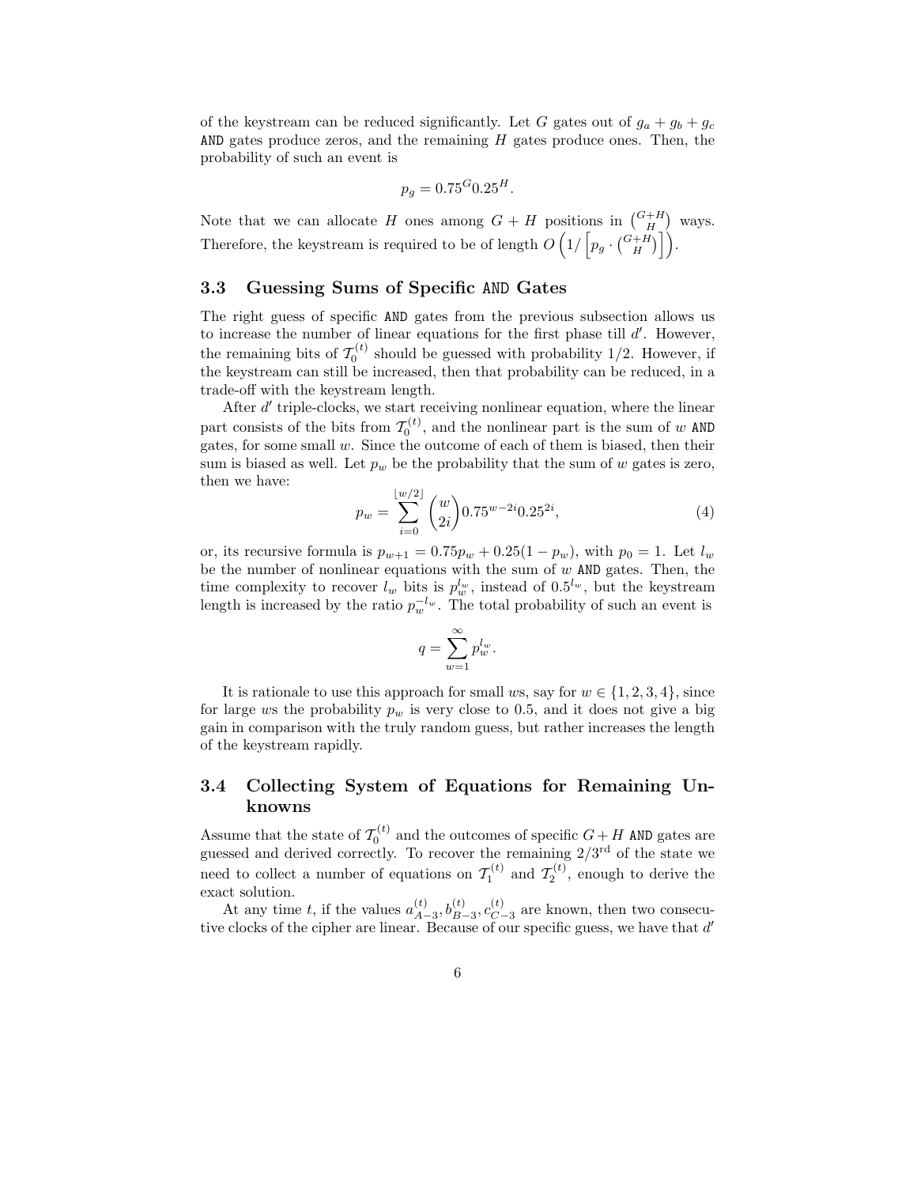of the keystream can be reduced significantly. Let $G$ gates out of $g_a + g_b + g_c$ AND gates produce zeros, and the remaining $H$ gates produce ones. Then, the probability of such an event is

$$p_g = 0.75^G 0.25^H.$$

Note that we can allocate $H$ ones among $G + H$ positions in $\binom{G+H}{H}$ ways. Therefore, the keystream is required to be of length $O\left(1/\left[p_g \cdot \binom{G+H}{H}\right]\right)$.

### 3.3 Guessing Sums of Specific AND Gates

The right guess of specific AND gates from the previous subsection allows us to increase the number of linear equations for the first phase till $d'$. However, the remaining bits of $\mathcal{T}_0^{(t)}$ should be guessed with probability $1/2$. However, if the keystream can still be increased, then that probability can be reduced, in a trade-off with the keystream length.

After $d'$ triple-clocks, we start receiving nonlinear equation, where the linear part consists of the bits from $\mathcal{T}_0^{(t)}$, and the nonlinear part is the sum of $w$ AND gates, for some small $w$. Since the outcome of each of them is biased, then their sum is biased as well. Let $p_w$ be the probability that the sum of $w$ gates is zero, then we have:

$$p_w = \sum_{i=0}^{\lfloor w/2 \rfloor} \binom{w}{2i} 0.75^{w-2i} 0.25^{2i}, \tag{4}$$

or, its recursive formula is $p_{w+1} = 0.75 p_w + 0.25(1 - p_w)$, with $p_0 = 1$. Let $l_w$ be the number of nonlinear equations with the sum of $w$ AND gates. Then, the time complexity to recover $l_w$ bits is $p_w^{l_w}$, instead of $0.5^{l_w}$, but the keystream length is increased by the ratio $p_w^{-l_w}$. The total probability of such an event is

$$q = \sum_{w=1}^{\infty} p_w^{l_w}.$$

It is rationale to use this approach for small $w$s, say for $w \in \{1, 2, 3, 4\}$, since for large $w$s the probability $p_w$ is very close to 0.5, and it does not give a big gain in comparison with the truly random guess, but rather increases the length of the keystream rapidly.

### 3.4 Collecting System of Equations for Remaining Unknowns

Assume that the state of $\mathcal{T}_0^{(t)}$ and the outcomes of specific $G + H$ AND gates are guessed and derived correctly. To recover the remaining $2/3^{\text{rd}}$ of the state we need to collect a number of equations on $\mathcal{T}_1^{(t)}$ and $\mathcal{T}_2^{(t)}$, enough to derive the exact solution.

At any time $t$, if the values $a_{A-3}^{(t)}, b_{B-3}^{(t)}, c_{C-3}^{(t)}$ are known, then two consecutive clocks of the cipher are linear. Because of our specific guess, we have that $d'$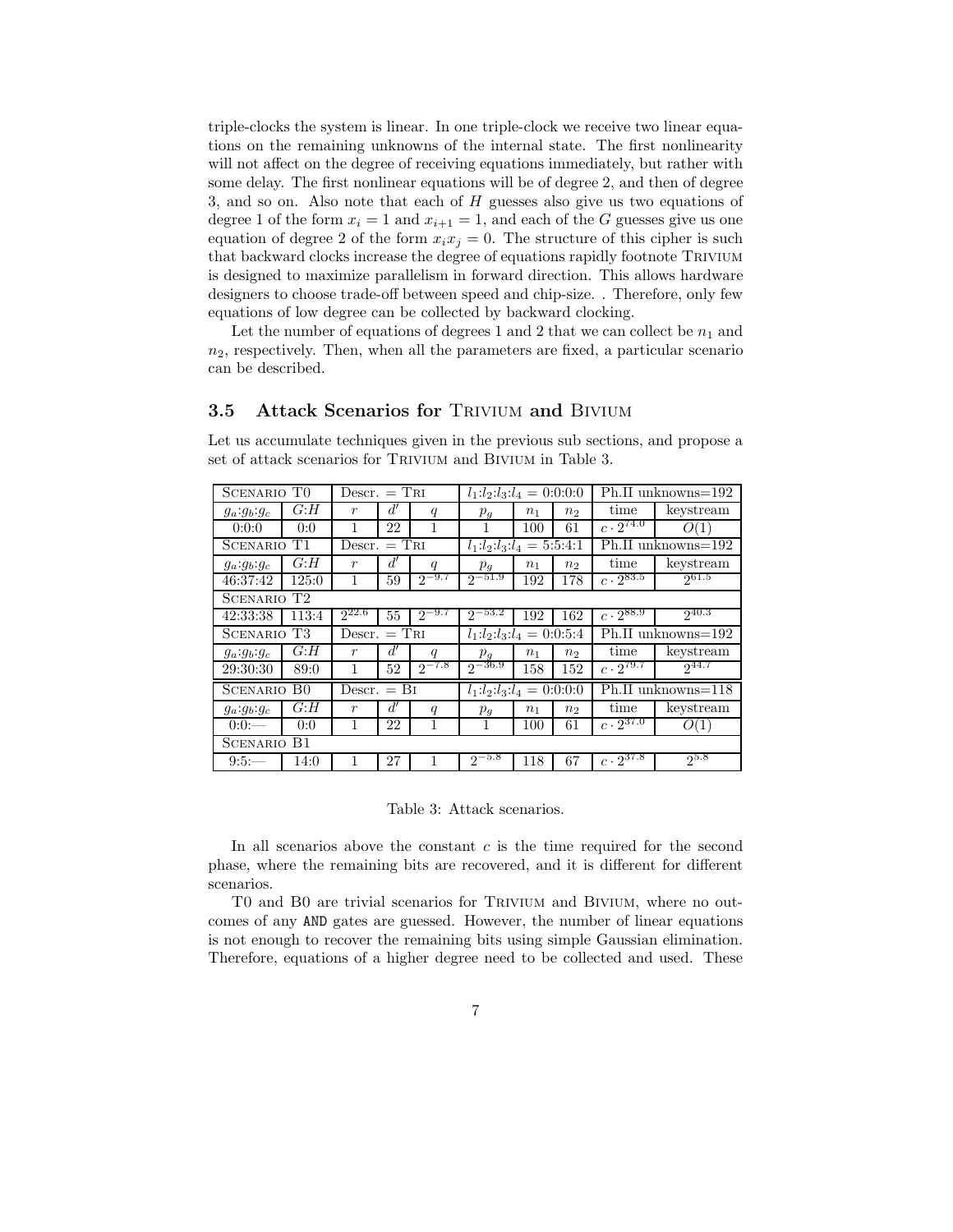triple-clocks the system is linear. In one triple-clock we receive two linear equations on the remaining unknowns of the internal state. The first nonlinearity will not affect on the degree of receiving equations immediately, but rather with some delay. The first nonlinear equations will be of degree 2, and then of degree 3, and so on. Also note that each of $H$ guesses also give us two equations of degree 1 of the form $x_i = 1$ and $x_{i+1} = 1$, and each of the $G$ guesses give us one equation of degree 2 of the form $x_i x_j = 0$. The structure of this cipher is such that backward clocks increase the degree of equations rapidly footnote TRIVIUM is designed to maximize parallelism in forward direction. This allows hardware designers to choose trade-off between speed and chip-size. . Therefore, only few equations of low degree can be collected by backward clocking.

Let the number of equations of degrees 1 and 2 that we can collect be $n_1$ and $n_2$, respectively. Then, when all the parameters are fixed, a particular scenario can be described.

### 3.5 Attack Scenarios for TRIVIUM and BIVIUM

Let us accumulate techniques given in the previous sub sections, and propose a set of attack scenarios for TRIVIUM and BIVIUM in Table 3.

| SCENARIO T0 | | Descr. = TRI | | | $l_1$:$l_2$:$l_3$:$l_4$ = 0:0:0:0 | | | Ph.II unknowns=192 | |
|---|---|---|---|---|---|---|---|---|---|
| $g_a$:$g_b$:$g_c$ | $G$:$H$ | $r$ | $d'$ | $q$ | $p_g$ | $n_1$ | $n_2$ | time | keystream |
| 0:0:0 | 0:0 | 1 | 22 | 1 | 1 | 100 | 61 | $c \cdot 2^{74.0}$ | $O(1)$ |
| SCENARIO T1 | | Descr. = TRI | | | $l_1$:$l_2$:$l_3$:$l_4$ = 5:5:4:1 | | | Ph.II unknowns=192 | |
| $g_a$:$g_b$:$g_c$ | $G$:$H$ | $r$ | $d'$ | $q$ | $p_g$ | $n_1$ | $n_2$ | time | keystream |
| 46:37:42 | 125:0 | 1 | 59 | $2^{-9.7}$ | $2^{-51.9}$ | 192 | 178 | $c \cdot 2^{83.5}$ | $2^{61.5}$ |
| SCENARIO T2 | | | | | | | | | |
| 42:33:38 | 113:4 | $2^{22.6}$ | 55 | $2^{-9.7}$ | $2^{-53.2}$ | 192 | 162 | $c \cdot 2^{88.9}$ | $2^{40.3}$ |
| SCENARIO T3 | | Descr. = TRI | | | $l_1$:$l_2$:$l_3$:$l_4$ = 0:0:5:4 | | | Ph.II unknowns=192 | |
| $g_a$:$g_b$:$g_c$ | $G$:$H$ | $r$ | $d'$ | $q$ | $p_g$ | $n_1$ | $n_2$ | time | keystream |
| 29:30:30 | 89:0 | 1 | 52 | $2^{-7.8}$ | $2^{-36.9}$ | 158 | 152 | $c \cdot 2^{79.7}$ | $2^{44.7}$ |
| SCENARIO B0 | | Descr. = BI | | | $l_1$:$l_2$:$l_3$:$l_4$ = 0:0:0:0 | | | Ph.II unknowns=118 | |
| $g_a$:$g_b$:$g_c$ | $G$:$H$ | $r$ | $d'$ | $q$ | $p_g$ | $n_1$ | $n_2$ | time | keystream |
| 0:0:— | 0:0 | 1 | 22 | 1 | 1 | 100 | 61 | $c \cdot 2^{37.0}$ | $O(1)$ |
| SCENARIO B1 | | | | | | | | | |
| 9:5:— | 14:0 | 1 | 27 | 1 | $2^{-5.8}$ | 118 | 67 | $c \cdot 2^{37.8}$ | $2^{5.8}$ |

Table 3: Attack scenarios.

In all scenarios above the constant $c$ is the time required for the second phase, where the remaining bits are recovered, and it is different for different scenarios.

T0 and B0 are trivial scenarios for TRIVIUM and BIVIUM, where no outcomes of any AND gates are guessed. However, the number of linear equations is not enough to recover the remaining bits using simple Gaussian elimination. Therefore, equations of a higher degree need to be collected and used. These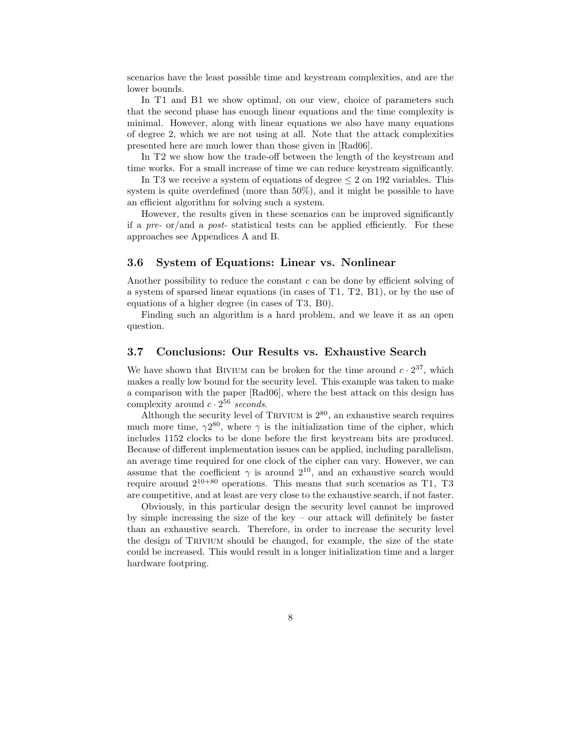scenarios have the least possible time and keystream complexities, and are the lower bounds.

In T1 and B1 we show optimal, on our view, choice of parameters such that the second phase has enough linear equations and the time complexity is minimal. However, along with linear equations we also have many equations of degree 2, which we are not using at all. Note that the attack complexities presented here are much lower than those given in [Rad06].

In T2 we show how the trade-off between the length of the keystream and time works. For a small increase of time we can reduce keystream significantly.

In T3 we receive a system of equations of degree $\leq 2$ on 192 variables. This system is quite overdefined (more than 50%), and it might be possible to have an efficient algorithm for solving such a system.

However, the results given in these scenarios can be improved significantly if a *pre-* or/and a *post-* statistical tests can be applied efficiently. For these approaches see Appendices A and B.

### 3.6 System of Equations: Linear vs. Nonlinear

Another possibility to reduce the constant $c$ can be done by efficient solving of a system of sparsed linear equations (in cases of T1, T2, B1), or by the use of equations of a higher degree (in cases of T3, B0).

Finding such an algorithm is a hard problem, and we leave it as an open question.

### 3.7 Conclusions: Our Results vs. Exhaustive Search

We have shown that Bivium can be broken for the time around $c \cdot 2^{37}$, which makes a really low bound for the security level. This example was taken to make a comparison with the paper [Rad06], where the best attack on this design has complexity around $c \cdot 2^{56}$ *seconds*.

Although the security level of Trivium is $2^{80}$, an exhaustive search requires much more time, $\gamma 2^{80}$, where $\gamma$ is the initialization time of the cipher, which includes 1152 clocks to be done before the first keystream bits are produced. Because of different implementation issues can be applied, including parallelism, an average time required for one clock of the cipher can vary. However, we can assume that the coefficient $\gamma$ is around $2^{10}$, and an exhaustive search would require around $2^{10+80}$ operations. This means that such scenarios as T1, T3 are competitive, and at least are very close to the exhaustive search, if not faster.

Obviously, in this particular design the security level cannot be improved by simple increasing the size of the key – our attack will definitely be faster than an exhaustive search. Therefore, in order to increase the security level the design of Trivium should be changed, for example, the size of the state could be increased. This would result in a longer initialization time and a larger hardware footpring.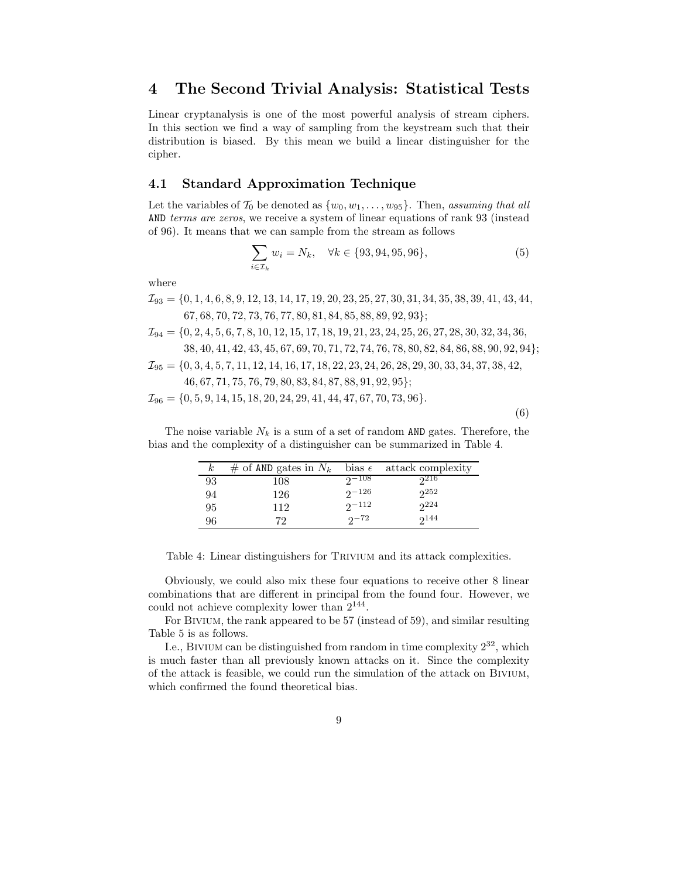# 4 The Second Trivial Analysis: Statistical Tests

Linear cryptanalysis is one of the most powerful analysis of stream ciphers. In this section we find a way of sampling from the keystream such that their distribution is biased. By this mean we build a linear distinguisher for the cipher.

## 4.1 Standard Approximation Technique

Let the variables of $\mathcal{T}_0$ be denoted as $\{w_0, w_1, \ldots, w_{95}\}$. Then, *assuming that all* AND *terms are zeros*, we receive a system of linear equations of rank 93 (instead of 96). It means that we can sample from the stream as follows

$$\sum_{i \in \mathcal{I}_k} w_i = N_k, \quad \forall k \in \{93, 94, 95, 96\}, \tag{5}$$

where

$$\begin{aligned}
\mathcal{I}_{93} = \{&0, 1, 4, 6, 8, 9, 12, 13, 14, 17, 19, 20, 23, 25, 27, 30, 31, 34, 35, 38, 39, 41, 43, 44,\\
&67, 68, 70, 72, 73, 76, 77, 80, 81, 84, 85, 88, 89, 92, 93\};\\
\mathcal{I}_{94} = \{&0, 2, 4, 5, 6, 7, 8, 10, 12, 15, 17, 18, 19, 21, 23, 24, 25, 26, 27, 28, 30, 32, 34, 36,\\
&38, 40, 41, 42, 43, 45, 67, 69, 70, 71, 72, 74, 76, 78, 80, 82, 84, 86, 88, 90, 92, 94\};\\
\mathcal{I}_{95} = \{&0, 3, 4, 5, 7, 11, 12, 14, 16, 17, 18, 22, 23, 24, 26, 28, 29, 30, 33, 34, 37, 38, 42,\\
&46, 67, 71, 75, 76, 79, 80, 83, 84, 87, 88, 91, 92, 95\};\\
\mathcal{I}_{96} = \{&0, 5, 9, 14, 15, 18, 20, 24, 29, 41, 44, 47, 67, 70, 73, 96\}.
\end{aligned} \tag{6}$$

The noise variable $N_k$ is a sum of a set of random AND gates. Therefore, the bias and the complexity of a distinguisher can be summarized in Table 4.

| $k$ | # of AND gates in $N_k$ | bias $\epsilon$ | attack complexity |
|---|---|---|---|
| 93 | 108 | $2^{-108}$ | $2^{216}$ |
| 94 | 126 | $2^{-126}$ | $2^{252}$ |
| 95 | 112 | $2^{-112}$ | $2^{224}$ |
| 96 | 72 | $2^{-72}$ | $2^{144}$ |

Table 4: Linear distinguishers for Trivium and its attack complexities.

Obviously, we could also mix these four equations to receive other 8 linear combinations that are different in principal from the found four. However, we could not achieve complexity lower than $2^{144}$.

For Bivium, the rank appeared to be 57 (instead of 59), and similar resulting Table 5 is as follows.

I.e., Bivium can be distinguished from random in time complexity $2^{32}$, which is much faster than all previously known attacks on it. Since the complexity of the attack is feasible, we could run the simulation of the attack on Bivium, which confirmed the found theoretical bias.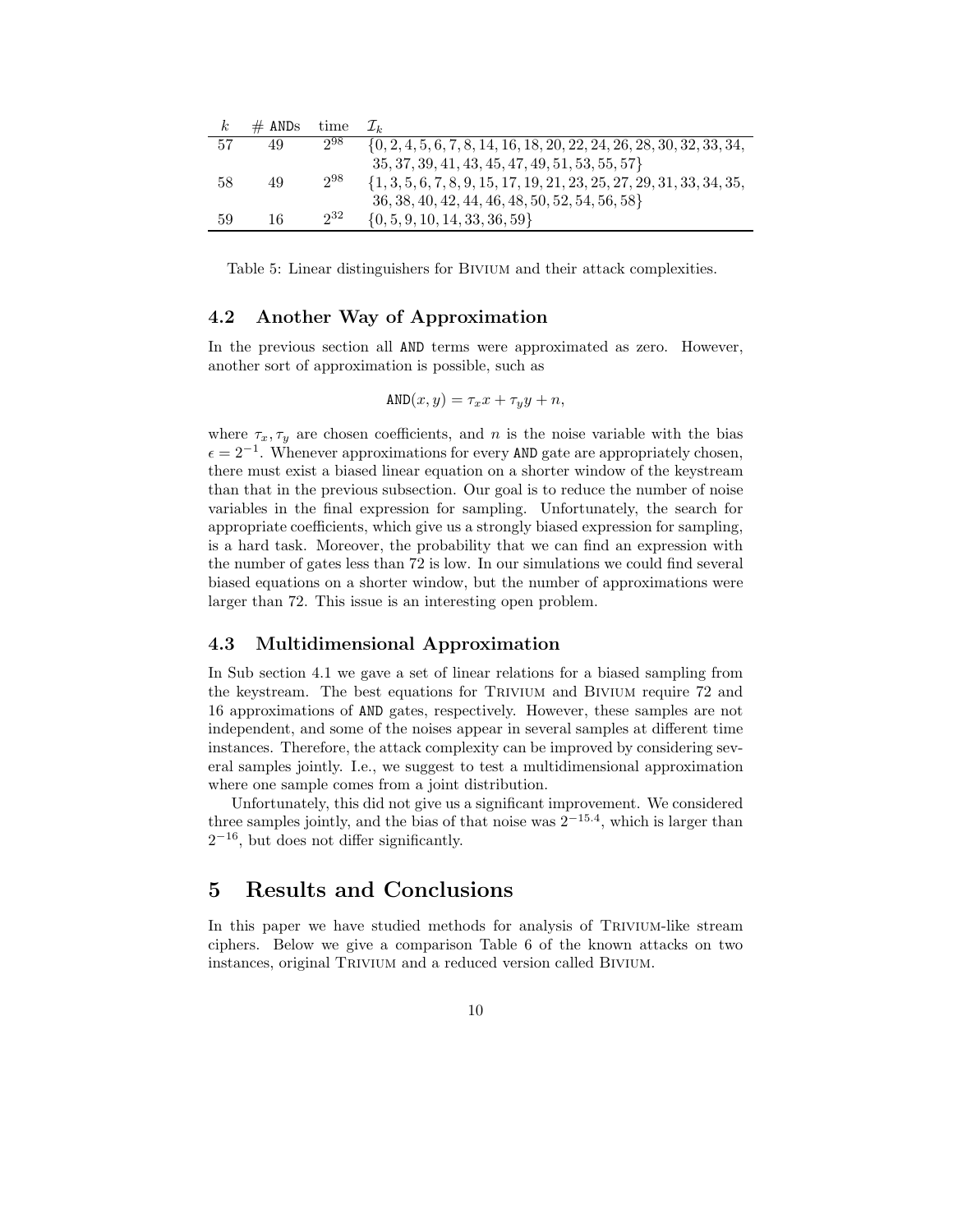| $k$ | # ANDs | time | $\mathcal{I}_k$ |
|---|---|---|---|
| 57 | 49 | $2^{98}$ | $\{0, 2, 4, 5, 6, 7, 8, 14, 16, 18, 20, 22, 24, 26, 28, 30, 32, 33, 34, 35, 37, 39, 41, 43, 45, 47, 49, 51, 53, 55, 57\}$ |
| 58 | 49 | $2^{98}$ | $\{1, 3, 5, 6, 7, 8, 9, 15, 17, 19, 21, 23, 25, 27, 29, 31, 33, 34, 35, 36, 38, 40, 42, 44, 46, 48, 50, 52, 54, 56, 58\}$ |
| 59 | 16 | $2^{32}$ | $\{0, 5, 9, 10, 14, 33, 36, 59\}$ |

Table 5: Linear distinguishers for Bivium and their attack complexities.

### 4.2 Another Way of Approximation

In the previous section all AND terms were approximated as zero. However, another sort of approximation is possible, such as

$$\texttt{AND}(x, y) = \tau_x x + \tau_y y + n,$$

where $\tau_x, \tau_y$ are chosen coefficients, and $n$ is the noise variable with the bias $\epsilon = 2^{-1}$. Whenever approximations for every AND gate are appropriately chosen, there must exist a biased linear equation on a shorter window of the keystream than that in the previous subsection. Our goal is to reduce the number of noise variables in the final expression for sampling. Unfortunately, the search for appropriate coefficients, which give us a strongly biased expression for sampling, is a hard task. Moreover, the probability that we can find an expression with the number of gates less than 72 is low. In our simulations we could find several biased equations on a shorter window, but the number of approximations were larger than 72. This issue is an interesting open problem.

### 4.3 Multidimensional Approximation

In Sub section 4.1 we gave a set of linear relations for a biased sampling from the keystream. The best equations for Trivium and Bivium require 72 and 16 approximations of AND gates, respectively. However, these samples are not independent, and some of the noises appear in several samples at different time instances. Therefore, the attack complexity can be improved by considering several samples jointly. I.e., we suggest to test a multidimensional approximation where one sample comes from a joint distribution.

Unfortunately, this did not give us a significant improvement. We considered three samples jointly, and the bias of that noise was $2^{-15.4}$, which is larger than $2^{-16}$, but does not differ significantly.

## 5 Results and Conclusions

In this paper we have studied methods for analysis of Trivium-like stream ciphers. Below we give a comparison Table 6 of the known attacks on two instances, original Trivium and a reduced version called Bivium.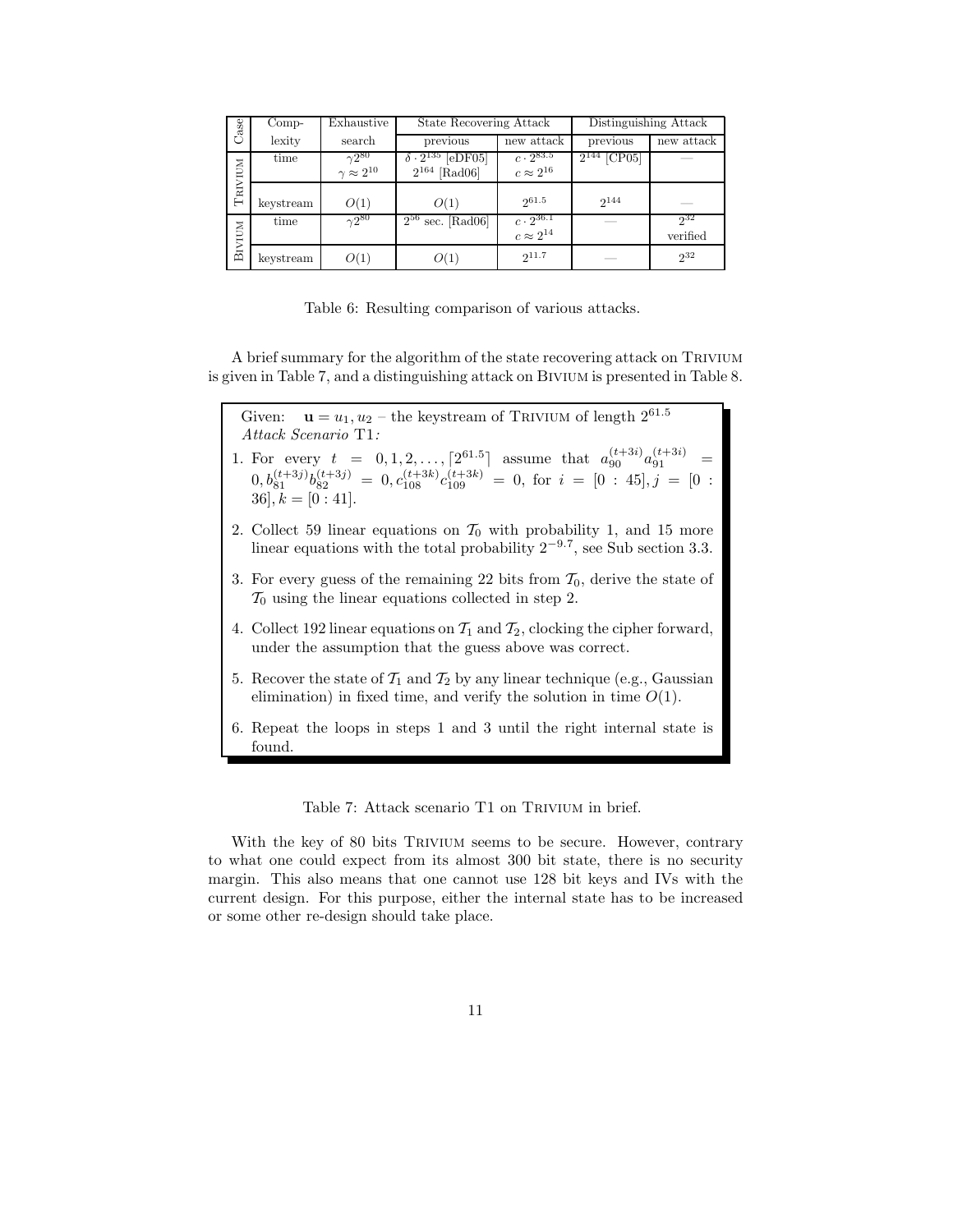| Case | Complexity | Exhaustive search | State Recovering Attack | | Distinguishing Attack | |
|---|---|---|---|---|---|---|
| | | | previous | new attack | previous | new attack |
| Trivium | time | $\gamma 2^{80}$ $\gamma \approx 2^{10}$ | $\delta \cdot 2^{135}$ [eDF05] $2^{164}$ [Rad06] | $c \cdot 2^{83.5}$ $c \approx 2^{16}$ | $2^{144}$ [CP05] | — |
| | keystream | $O(1)$ | $O(1)$ | $2^{61.5}$ | $2^{144}$ | — |
| Bivium | time | $\gamma 2^{80}$ | $2^{56}$ sec. [Rad06] | $c \cdot 2^{36.1}$ $c \approx 2^{14}$ | — | $2^{32}$ verified |
| | keystream | $O(1)$ | $O(1)$ | $2^{11.7}$ | — | $2^{32}$ |

Table 6: Resulting comparison of various attacks.

A brief summary for the algorithm of the state recovering attack on Trivium is given in Table 7, and a distinguishing attack on Bivium is presented in Table 8.

Given: $\mathbf{u} = u_1, u_2$ – the keystream of Trivium of length $2^{61.5}$
*Attack Scenario* T1*:*

1. For every $t = 0, 1, 2, \ldots, \lceil 2^{61.5} \rceil$ assume that $a_{90}^{(t+3i)} a_{91}^{(t+3i)} = 0, b_{81}^{(t+3j)} b_{82}^{(t+3j)} = 0, c_{108}^{(t+3k)} c_{109}^{(t+3k)} = 0$, for $i = [0 : 45], j = [0 : 36], k = [0 : 41]$.
2. Collect 59 linear equations on $\mathcal{T}_0$ with probability 1, and 15 more linear equations with the total probability $2^{-9.7}$, see Sub section 3.3.
3. For every guess of the remaining 22 bits from $\mathcal{T}_0$, derive the state of $\mathcal{T}_0$ using the linear equations collected in step 2.
4. Collect 192 linear equations on $\mathcal{T}_1$ and $\mathcal{T}_2$, clocking the cipher forward, under the assumption that the guess above was correct.
5. Recover the state of $\mathcal{T}_1$ and $\mathcal{T}_2$ by any linear technique (e.g., Gaussian elimination) in fixed time, and verify the solution in time $O(1)$.
6. Repeat the loops in steps 1 and 3 until the right internal state is found.

Table 7: Attack scenario T1 on Trivium in brief.

With the key of 80 bits Trivium seems to be secure. However, contrary to what one could expect from its almost 300 bit state, there is no security margin. This also means that one cannot use 128 bit keys and IVs with the current design. For this purpose, either the internal state has to be increased or some other re-design should take place.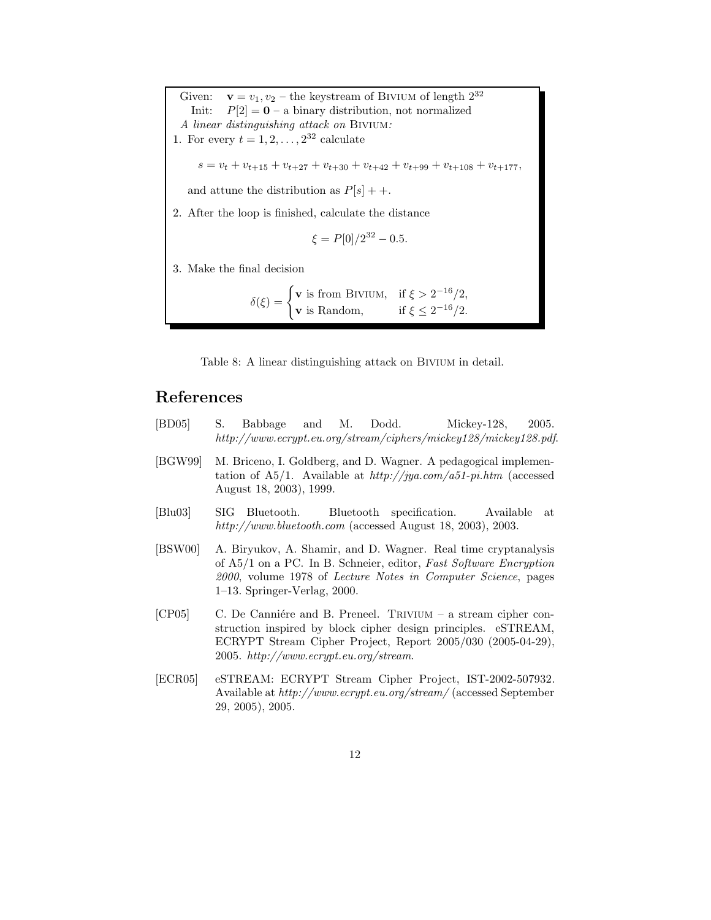Given: $\mathbf{v} = v_1, v_2$ – the keystream of BIVIUM of length $2^{32}$
Init: $P[2] = \mathbf{0}$ – a binary distribution, not normalized

*A linear distinguishing attack on* BIVIUM*:*

1. For every $t = 1, 2, \ldots, 2^{32}$ calculate

$$s = v_t + v_{t+15} + v_{t+27} + v_{t+30} + v_{t+42} + v_{t+99} + v_{t+108} + v_{t+177},$$

   and attune the distribution as $P[s]++$.

2. After the loop is finished, calculate the distance

$$\xi = P[0]/2^{32} - 0.5.$$

3. Make the final decision

$$\delta(\xi) = \begin{cases} \mathbf{v} \text{ is from BIVIUM}, & \text{if } \xi > 2^{-16}/2, \\ \mathbf{v} \text{ is Random}, & \text{if } \xi \leq 2^{-16}/2. \end{cases}$$

Table 8: A linear distinguishing attack on BIVIUM in detail.

## References

[BD05] S. Babbage and M. Dodd. Mickey-128, 2005. *http://www.ecrypt.eu.org/stream/ciphers/mickey128/mickey128.pdf*.

[BGW99] M. Briceno, I. Goldberg, and D. Wagner. A pedagogical implementation of A5/1. Available at *http://jya.com/a51-pi.htm* (accessed August 18, 2003), 1999.

[Blu03] SIG Bluetooth. Bluetooth specification. Available at *http://www.bluetooth.com* (accessed August 18, 2003), 2003.

[BSW00] A. Biryukov, A. Shamir, and D. Wagner. Real time cryptanalysis of A5/1 on a PC. In B. Schneier, editor, *Fast Software Encryption 2000*, volume 1978 of *Lecture Notes in Computer Science*, pages 1–13. Springer-Verlag, 2000.

[CP05] C. De Canniére and B. Preneel. TRIVIUM – a stream cipher construction inspired by block cipher design principles. eSTREAM, ECRYPT Stream Cipher Project, Report 2005/030 (2005-04-29), 2005. *http://www.ecrypt.eu.org/stream*.

[ECR05] eSTREAM: ECRYPT Stream Cipher Project, IST-2002-507932. Available at *http://www.ecrypt.eu.org/stream/* (accessed September 29, 2005), 2005.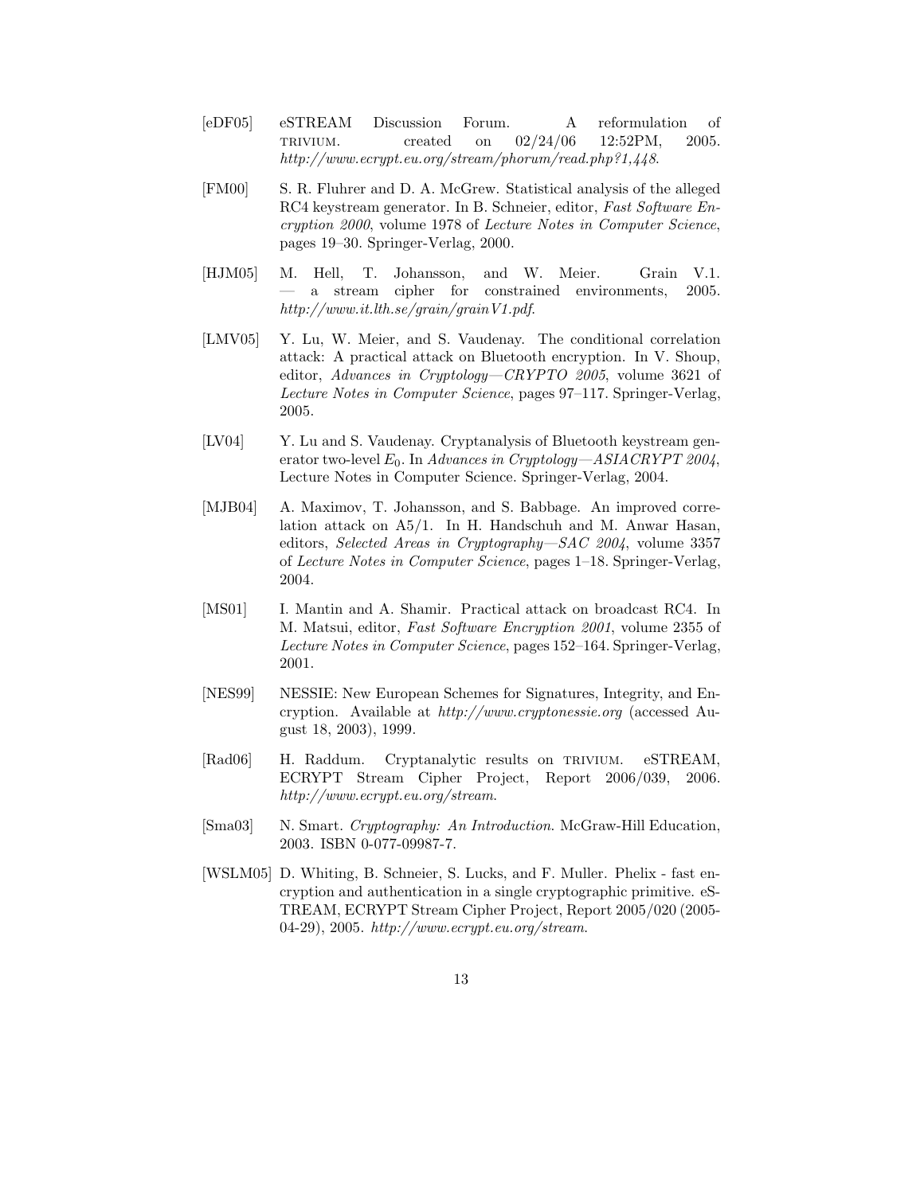[eDF05] eSTREAM Discussion Forum. A reformulation of TRIVIUM. created on 02/24/06 12:52PM, 2005. *http://www.ecrypt.eu.org/stream/phorum/read.php?1,448*.

[FM00] S. R. Fluhrer and D. A. McGrew. Statistical analysis of the alleged RC4 keystream generator. In B. Schneier, editor, *Fast Software Encryption 2000*, volume 1978 of *Lecture Notes in Computer Science*, pages 19–30. Springer-Verlag, 2000.

[HJM05] M. Hell, T. Johansson, and W. Meier. Grain V.1. — a stream cipher for constrained environments, 2005. *http://www.it.lth.se/grain/grainV1.pdf*.

[LMV05] Y. Lu, W. Meier, and S. Vaudenay. The conditional correlation attack: A practical attack on Bluetooth encryption. In V. Shoup, editor, *Advances in Cryptology—CRYPTO 2005*, volume 3621 of *Lecture Notes in Computer Science*, pages 97–117. Springer-Verlag, 2005.

[LV04] Y. Lu and S. Vaudenay. Cryptanalysis of Bluetooth keystream generator two-level $E_0$. In *Advances in Cryptology—ASIACRYPT 2004*, Lecture Notes in Computer Science. Springer-Verlag, 2004.

[MJB04] A. Maximov, T. Johansson, and S. Babbage. An improved correlation attack on A5/1. In H. Handschuh and M. Anwar Hasan, editors, *Selected Areas in Cryptography—SAC 2004*, volume 3357 of *Lecture Notes in Computer Science*, pages 1–18. Springer-Verlag, 2004.

[MS01] I. Mantin and A. Shamir. Practical attack on broadcast RC4. In M. Matsui, editor, *Fast Software Encryption 2001*, volume 2355 of *Lecture Notes in Computer Science*, pages 152–164. Springer-Verlag, 2001.

[NES99] NESSIE: New European Schemes for Signatures, Integrity, and Encryption. Available at *http://www.cryptonessie.org* (accessed August 18, 2003), 1999.

[Rad06] H. Raddum. Cryptanalytic results on TRIVIUM. eSTREAM, ECRYPT Stream Cipher Project, Report 2006/039, 2006. *http://www.ecrypt.eu.org/stream*.

[Sma03] N. Smart. *Cryptography: An Introduction*. McGraw-Hill Education, 2003. ISBN 0-077-09987-7.

[WSLM05] D. Whiting, B. Schneier, S. Lucks, and F. Muller. Phelix - fast encryption and authentication in a single cryptographic primitive. eSTREAM, ECRYPT Stream Cipher Project, Report 2005/020 (2005-04-29), 2005. *http://www.ecrypt.eu.org/stream*.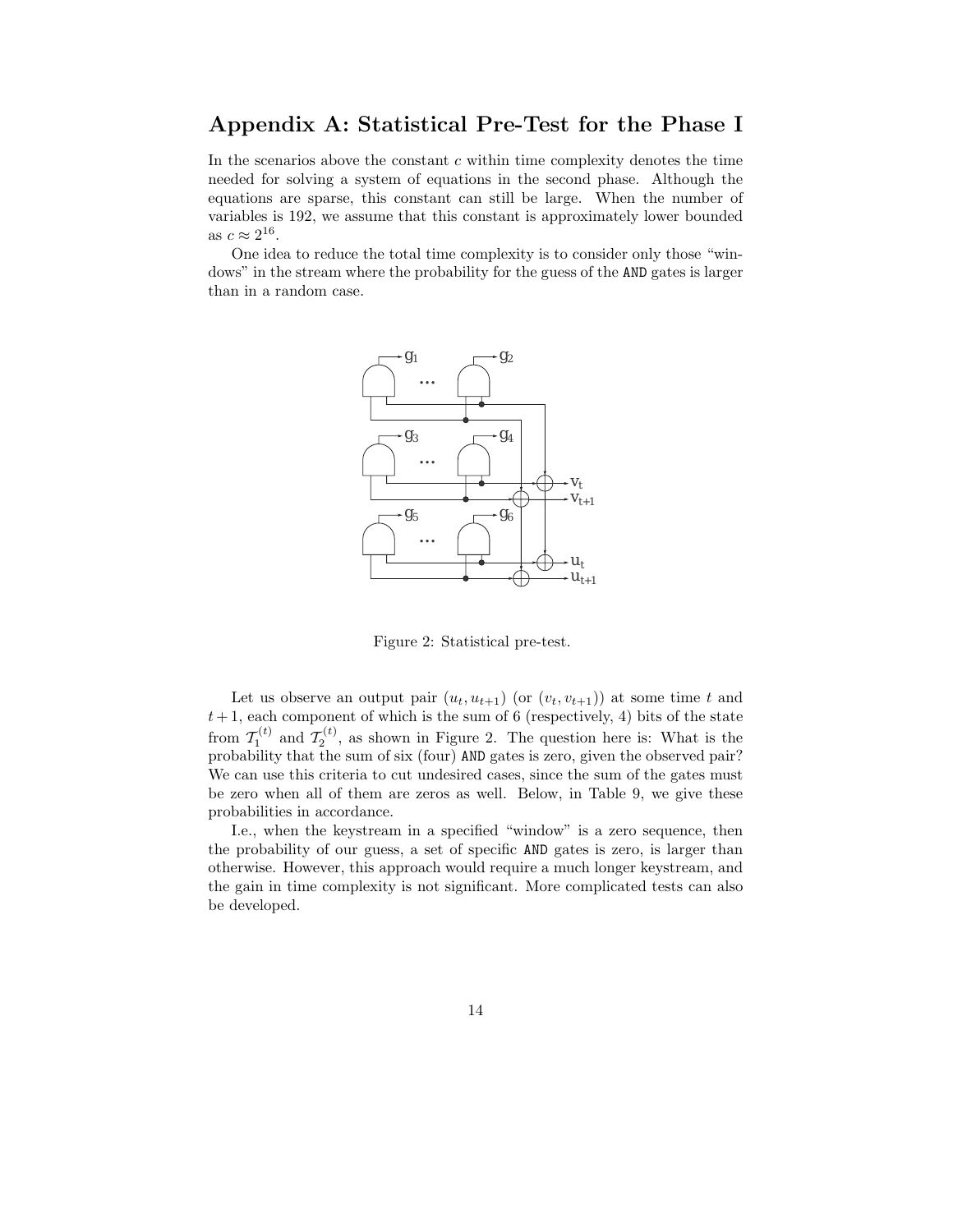## Appendix A: Statistical Pre-Test for the Phase I

In the scenarios above the constant $c$ within time complexity denotes the time needed for solving a system of equations in the second phase. Although the equations are sparse, this constant can still be large. When the number of variables is 192, we assume that this constant is approximately lower bounded as $c \approx 2^{16}$.

One idea to reduce the total time complexity is to consider only those "windows" in the stream where the probability for the guess of the AND gates is larger than in a random case.

Figure 2: Statistical pre-test.

Let us observe an output pair $(u_t, u_{t+1})$ (or $(v_t, v_{t+1})$) at some time $t$ and $t+1$, each component of which is the sum of 6 (respectively, 4) bits of the state from $\mathcal{T}_1^{(t)}$ and $\mathcal{T}_2^{(t)}$, as shown in Figure 2. The question here is: What is the probability that the sum of six (four) AND gates is zero, given the observed pair? We can use this criteria to cut undesired cases, since the sum of the gates must be zero when all of them are zeros as well. Below, in Table 9, we give these probabilities in accordance.

I.e., when the keystream in a specified "window" is a zero sequence, then the probability of our guess, a set of specific AND gates is zero, is larger than otherwise. However, this approach would require a much longer keystream, and the gain in time complexity is not significant. More complicated tests can also be developed.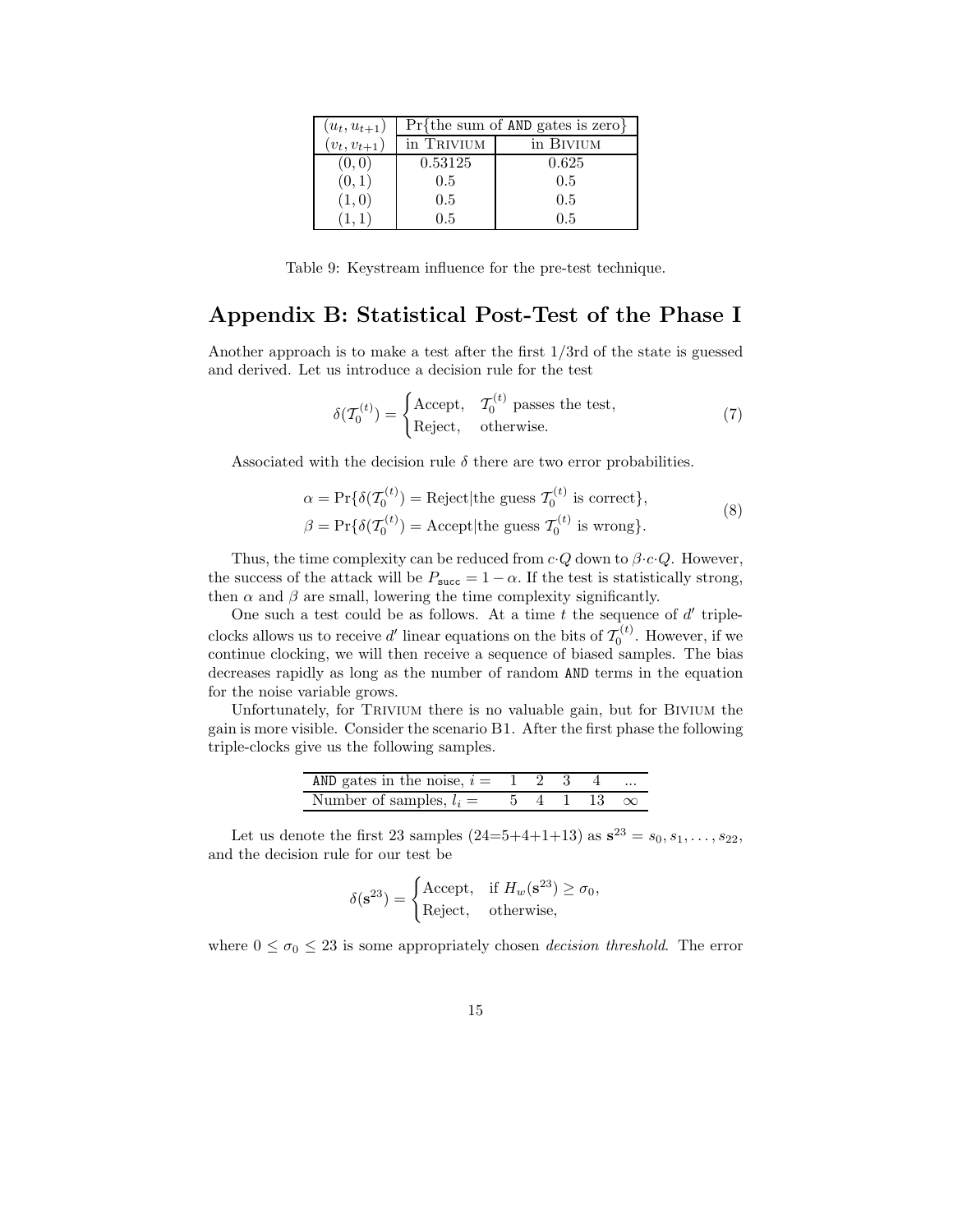| $(u_t, u_{t+1})$ | Pr{the sum of AND gates is zero} | |
|---|---|---|
| $(v_t, v_{t+1})$ | in Trivium | in Bivium |
| $(0, 0)$ | 0.53125 | 0.625 |
| $(0, 1)$ | 0.5 | 0.5 |
| $(1, 0)$ | 0.5 | 0.5 |
| $(1, 1)$ | 0.5 | 0.5 |

Table 9: Keystream influence for the pre-test technique.

## Appendix B: Statistical Post-Test of the Phase I

Another approach is to make a test after the first 1/3rd of the state is guessed and derived. Let us introduce a decision rule for the test

$$\delta(\mathcal{T}_0^{(t)}) = \begin{cases} \text{Accept}, & \mathcal{T}_0^{(t)} \text{ passes the test}, \\ \text{Reject}, & \text{otherwise}. \end{cases} \tag{7}$$

Associated with the decision rule $\delta$ there are two error probabilities.

$$\begin{aligned} \alpha &= \Pr\{\delta(\mathcal{T}_0^{(t)}) = \text{Reject}|\text{the guess } \mathcal{T}_0^{(t)} \text{ is correct}\}, \\ \beta &= \Pr\{\delta(\mathcal{T}_0^{(t)}) = \text{Accept}|\text{the guess } \mathcal{T}_0^{(t)} \text{ is wrong}\}. \end{aligned} \tag{8}$$

Thus, the time complexity can be reduced from $c \cdot Q$ down to $\beta \cdot c \cdot Q$. However, the success of the attack will be $P_{\mathtt{succ}} = 1 - \alpha$. If the test is statistically strong, then $\alpha$ and $\beta$ are small, lowering the time complexity significantly.

One such a test could be as follows. At a time $t$ the sequence of $d'$ triple-clocks allows us to receive $d'$ linear equations on the bits of $\mathcal{T}_0^{(t)}$. However, if we continue clocking, we will then receive a sequence of biased samples. The bias decreases rapidly as long as the number of random AND terms in the equation for the noise variable grows.

Unfortunately, for Trivium there is no valuable gain, but for Bivium the gain is more visible. Consider the scenario B1. After the first phase the following triple-clocks give us the following samples.

| AND gates in the noise, $i =$ | 1 | 2 | 3 | 4 | ... |
|---|---|---|---|---|---|
| Number of samples, $l_i =$ | 5 | 4 | 1 | 13 | $\infty$ |

Let us denote the first 23 samples (24=5+4+1+13) as $\mathbf{s}^{23} = s_0, s_1, \ldots, s_{22}$, and the decision rule for our test be

$$\delta(\mathbf{s}^{23}) = \begin{cases} \text{Accept}, & \text{if } H_w(\mathbf{s}^{23}) \geq \sigma_0, \\ \text{Reject}, & \text{otherwise}, \end{cases}$$

where $0 \leq \sigma_0 \leq 23$ is some appropriately chosen *decision threshold*. The error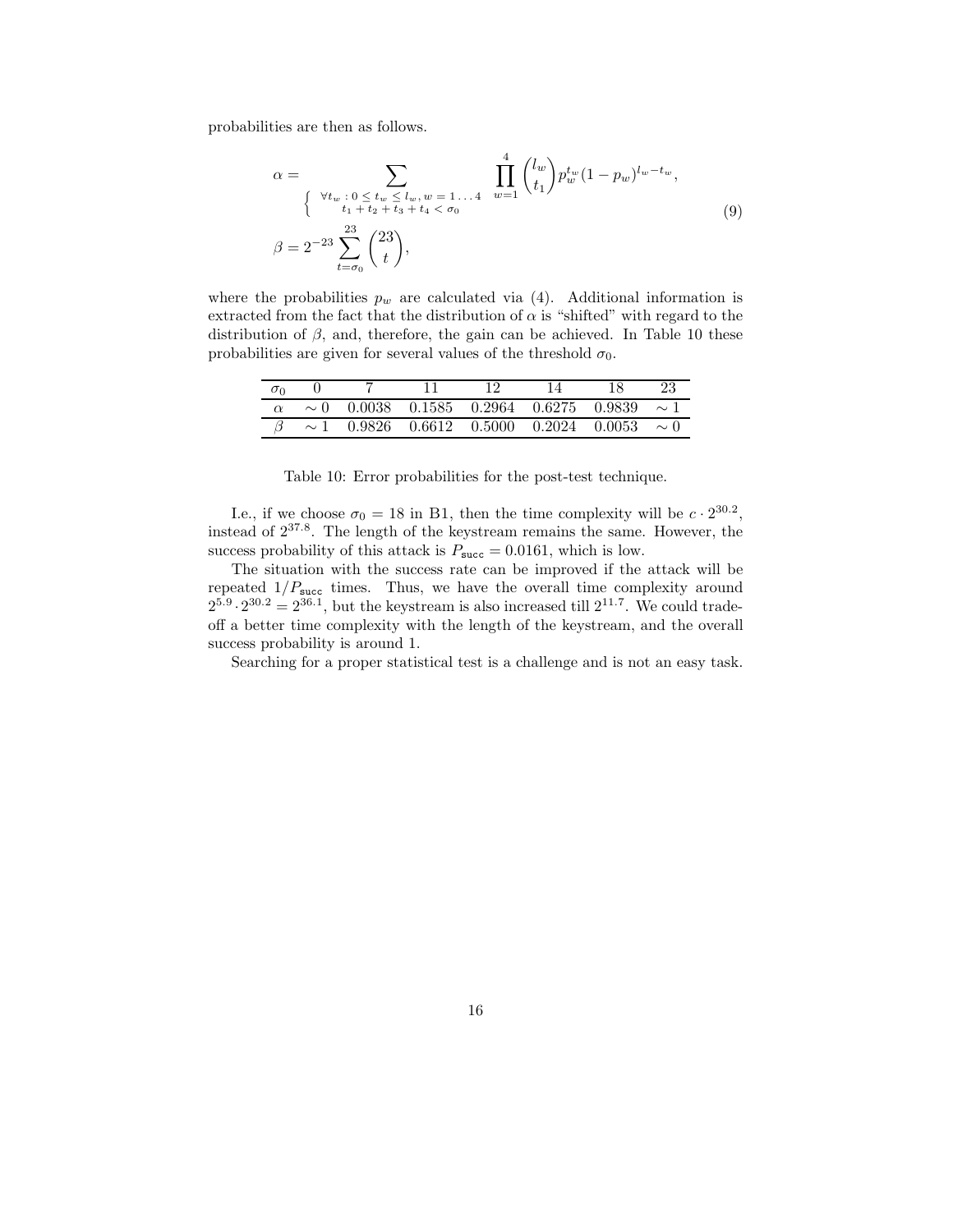probabilities are then as follows.

$$
\begin{aligned}
\alpha &= \sum_{\left\{\substack{\forall t_w : 0 \le t_w \le l_w, w=1\ldots 4 \\ t_1+t_2+t_3+t_4 < \sigma_0}\right.} \prod_{w=1}^{4} \binom{l_w}{t_1} p_w^{t_w} (1-p_w)^{l_w - t_w}, \\
\beta &= 2^{-23} \sum_{t=\sigma_0}^{23} \binom{23}{t},
\end{aligned}
\tag{9}
$$

where the probabilities $p_w$ are calculated via (4). Additional information is extracted from the fact that the distribution of $\alpha$ is "shifted" with regard to the distribution of $\beta$, and, therefore, the gain can be achieved. In Table 10 these probabilities are given for several values of the threshold $\sigma_0$.

| $\sigma_0$ | 0 | 7 | 11 | 12 | 14 | 18 | 23 |
|---|---|---|---|---|---|---|---|
| $\alpha$ | $\sim 0$ | 0.0038 | 0.1585 | 0.2964 | 0.6275 | 0.9839 | $\sim 1$ |
| $\beta$ | $\sim 1$ | 0.9826 | 0.6612 | 0.5000 | 0.2024 | 0.0053 | $\sim 0$ |

Table 10: Error probabilities for the post-test technique.

I.e., if we choose $\sigma_0 = 18$ in B1, then the time complexity will be $c \cdot 2^{30.2}$, instead of $2^{37.8}$. The length of the keystream remains the same. However, the success probability of this attack is $P_{\mathsf{succ}} = 0.0161$, which is low.

The situation with the success rate can be improved if the attack will be repeated $1/P_{\mathsf{succ}}$ times. Thus, we have the overall time complexity around $2^{5.9} \cdot 2^{30.2} = 2^{36.1}$, but the keystream is also increased till $2^{11.7}$. We could trade-off a better time complexity with the length of the keystream, and the overall success probability is around 1.

Searching for a proper statistical test is a challenge and is not an easy task.